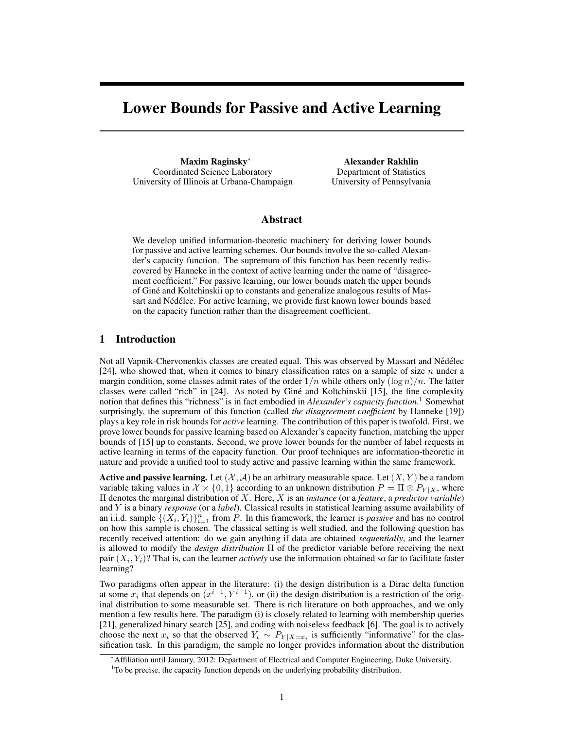# Lower Bounds for Passive and Active Learning

**Maxim Raginsky**[*]
Coordinated Science Laboratory
University of Illinois at Urbana-Champaign

**Alexander Rakhlin**
Department of Statistics
University of Pennsylvania

## Abstract

We develop unified information-theoretic machinery for deriving lower bounds for passive and active learning schemes. Our bounds involve the so-called Alexander's capacity function. The supremum of this function has been recently rediscovered by Hanneke in the context of active learning under the name of "disagreement coefficient." For passive learning, our lower bounds match the upper bounds of Giné and Koltchinskii up to constants and generalize analogous results of Massart and Nédélec. For active learning, we provide first known lower bounds based on the capacity function rather than the disagreement coefficient.

## 1 Introduction

Not all Vapnik-Chervonenkis classes are created equal. This was observed by Massart and Nédélec [24], who showed that, when it comes to binary classification rates on a sample of size $n$ under a margin condition, some classes admit rates of the order $1/n$ while others only $(\log n)/n$. The latter classes were called "rich" in [24]. As noted by Giné and Koltchinskii [15], the fine complexity notion that defines this "richness" is in fact embodied in *Alexander's capacity function*.[1] Somewhat surprisingly, the supremum of this function (called *the disagreement coefficient* by Hanneke [19]) plays a key role in risk bounds for *active* learning. The contribution of this paper is twofold. First, we prove lower bounds for passive learning based on Alexander's capacity function, matching the upper bounds of [15] up to constants. Second, we prove lower bounds for the number of label requests in active learning in terms of the capacity function. Our proof techniques are information-theoretic in nature and provide a unified tool to study active and passive learning within the same framework.

**Active and passive learning.** Let $(\mathcal{X}, \mathcal{A})$ be an arbitrary measurable space. Let $(X, Y)$ be a random variable taking values in $\mathcal{X} \times \{0, 1\}$ according to an unknown distribution $P = \Pi \otimes P_{Y|X}$, where $\Pi$ denotes the marginal distribution of $X$. Here, $X$ is an *instance* (or a *feature*, a *predictor variable*) and $Y$ is a binary *response* (or a *label*). Classical results in statistical learning assume availability of an i.i.d. sample $\{(X_i, Y_i)\}_{i=1}^n$ from $P$. In this framework, the learner is *passive* and has no control on how this sample is chosen. The classical setting is well studied, and the following question has recently received attention: do we gain anything if data are obtained *sequentially*, and the learner is allowed to modify the *design distribution* $\Pi$ of the predictor variable before receiving the next pair $(X_i, Y_i)$? That is, can the learner *actively* use the information obtained so far to facilitate faster learning?

Two paradigms often appear in the literature: (i) the design distribution is a Dirac delta function at some $x_i$ that depends on $(x^{i-1}, Y^{i-1})$, or (ii) the design distribution is a restriction of the original distribution to some measurable set. There is rich literature on both approaches, and we only mention a few results here. The paradigm (i) is closely related to learning with membership queries [21], generalized binary search [25], and coding with noiseless feedback [6]. The goal is to actively choose the next $x_i$ so that the observed $Y_i \sim P_{Y|X=x_i}$ is sufficiently "informative" for the classification task. In this paradigm, the sample no longer provides information about the distribution

[*] Affiliation until January, 2012: Department of Electrical and Computer Engineering, Duke University.

[1] To be precise, the capacity function depends on the underlying probability distribution.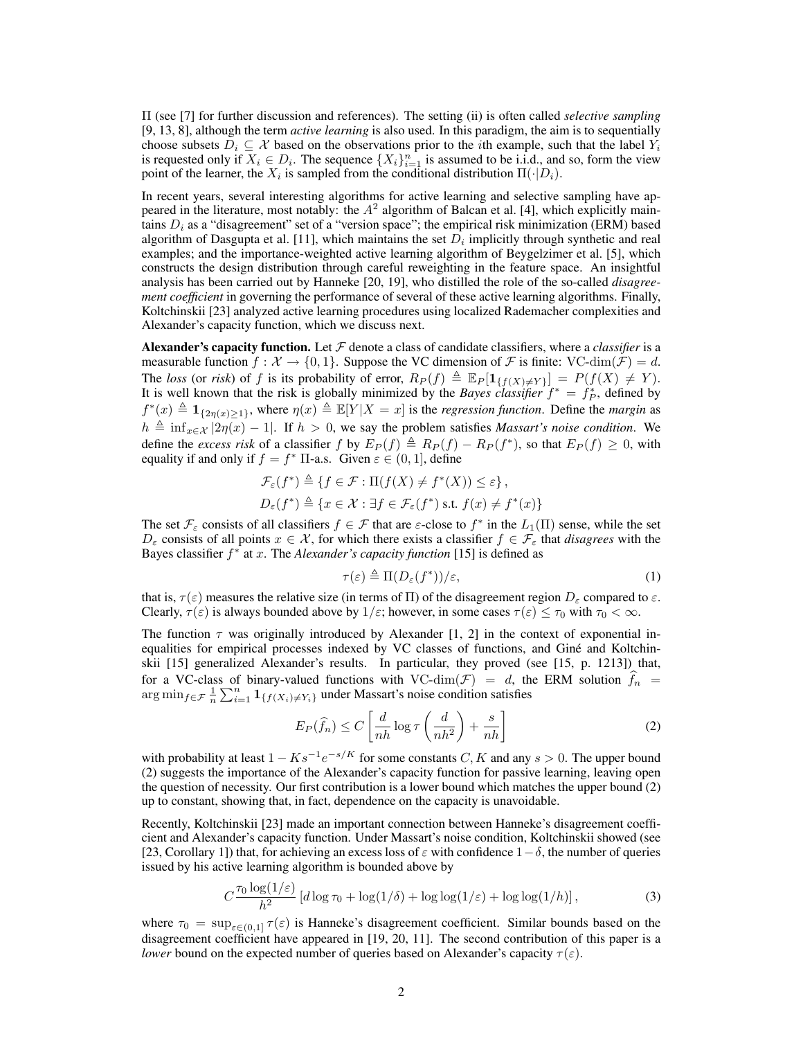Π (see [7] for further discussion and references). The setting (ii) is often called *selective sampling* [9, 13, 8], although the term *active learning* is also used. In this paradigm, the aim is to sequentially choose subsets $D_i \subseteq \mathcal{X}$ based on the observations prior to the $i$th example, such that the label $Y_i$ is requested only if $X_i \in D_i$. The sequence $\{X_i\}_{i=1}^n$ is assumed to be i.i.d., and so, form the view point of the learner, the $X_i$ is sampled from the conditional distribution $\Pi(\cdot|D_i)$.

In recent years, several interesting algorithms for active learning and selective sampling have appeared in the literature, most notably: the $A^2$ algorithm of Balcan et al. [4], which explicitly maintains $D_i$ as a "disagreement" set of a "version space"; the empirical risk minimization (ERM) based algorithm of Dasgupta et al. [11], which maintains the set $D_i$ implicitly through synthetic and real examples; and the importance-weighted active learning algorithm of Beygelzimer et al. [5], which constructs the design distribution through careful reweighting in the feature space. An insightful analysis has been carried out by Hanneke [20, 19], who distilled the role of the so-called *disagreement coefficient* in governing the performance of several of these active learning algorithms. Finally, Koltchinskii [23] analyzed active learning procedures using localized Rademacher complexities and Alexander's capacity function, which we discuss next.

**Alexander's capacity function.** Let $\mathcal{F}$ denote a class of candidate classifiers, where a *classifier* is a measurable function $f : \mathcal{X} \to \{0, 1\}$. Suppose the VC dimension of $\mathcal{F}$ is finite: $\text{VC-dim}(\mathcal{F}) = d$. The *loss* (or *risk*) of $f$ is its probability of error, $R_P(f) \triangleq \mathbb{E}_P[\mathbf{1}_{\{f(X) \neq Y\}}] = P(f(X) \neq Y)$. It is well known that the risk is globally minimized by the *Bayes classifier* $f^* = f^*_P$, defined by $f^*(x) \triangleq \mathbf{1}_{\{2\eta(x) \geq 1\}}$, where $\eta(x) \triangleq \mathbb{E}[Y|X = x]$ is the *regression function*. Define the *margin* as $h \triangleq \inf_{x \in \mathcal{X}} |2\eta(x) - 1|$. If $h > 0$, we say the problem satisfies *Massart's noise condition*. We define the *excess risk* of a classifier $f$ by $E_P(f) \triangleq R_P(f) - R_P(f^*)$, so that $E_P(f) \geq 0$, with equality if and only if $f = f^*$ Π-a.s. Given $\varepsilon \in (0, 1]$, define

$$
\begin{aligned}
\mathcal{F}_\varepsilon(f^*) &\triangleq \{f \in \mathcal{F} : \Pi(f(X) \neq f^*(X)) \leq \varepsilon\}, \\
D_\varepsilon(f^*) &\triangleq \{x \in \mathcal{X} : \exists f \in \mathcal{F}_\varepsilon(f^*) \text{ s.t. } f(x) \neq f^*(x)\}
\end{aligned}
$$

The set $\mathcal{F}_\varepsilon$ consists of all classifiers $f \in \mathcal{F}$ that are $\varepsilon$-close to $f^*$ in the $L_1(\Pi)$ sense, while the set $D_\varepsilon$ consists of all points $x \in \mathcal{X}$, for which there exists a classifier $f \in \mathcal{F}_\varepsilon$ that *disagrees* with the Bayes classifier $f^*$ at $x$. The *Alexander's capacity function* [15] is defined as

$$
\tau(\varepsilon) \triangleq \Pi(D_\varepsilon(f^*))/\varepsilon, \tag{1}
$$

that is, $\tau(\varepsilon)$ measures the relative size (in terms of Π) of the disagreement region $D_\varepsilon$ compared to $\varepsilon$. Clearly, $\tau(\varepsilon)$ is always bounded above by $1/\varepsilon$; however, in some cases $\tau(\varepsilon) \leq \tau_0$ with $\tau_0 < \infty$.

The function $\tau$ was originally introduced by Alexander [1, 2] in the context of exponential inequalities for empirical processes indexed by VC classes of functions, and Giné and Koltchinskii [15] generalized Alexander's results. In particular, they proved (see [15, p. 1213]) that, for a VC-class of binary-valued functions with $\text{VC-dim}(\mathcal{F}) = d$, the ERM solution $\widehat{f}_n = \arg\min_{f \in \mathcal{F}} \frac{1}{n} \sum_{i=1}^n \mathbf{1}_{\{f(X_i) \neq Y_i\}}$ under Massart's noise condition satisfies

$$
E_P(\widehat{f}_n) \leq C \left[ \frac{d}{nh} \log \tau\left(\frac{d}{nh^2}\right) + \frac{s}{nh} \right] \tag{2}
$$

with probability at least $1 - Ks^{-1}e^{-s/K}$ for some constants $C, K$ and any $s > 0$. The upper bound (2) suggests the importance of the Alexander's capacity function for passive learning, leaving open the question of necessity. Our first contribution is a lower bound which matches the upper bound (2) up to constant, showing that, in fact, dependence on the capacity is unavoidable.

Recently, Koltchinskii [23] made an important connection between Hanneke's disagreement coefficient and Alexander's capacity function. Under Massart's noise condition, Koltchinskii showed (see [23, Corollary 1]) that, for achieving an excess loss of $\varepsilon$ with confidence $1 - \delta$, the number of queries issued by his active learning algorithm is bounded above by

$$
C \frac{\tau_0 \log(1/\varepsilon)}{h^2} \left[ d \log \tau_0 + \log(1/\delta) + \log\log(1/\varepsilon) + \log\log(1/h) \right], \tag{3}
$$

where $\tau_0 = \sup_{\varepsilon \in (0,1]} \tau(\varepsilon)$ is Hanneke's disagreement coefficient. Similar bounds based on the disagreement coefficient have appeared in [19, 20, 11]. The second contribution of this paper is a *lower* bound on the expected number of queries based on Alexander's capacity $\tau(\varepsilon)$.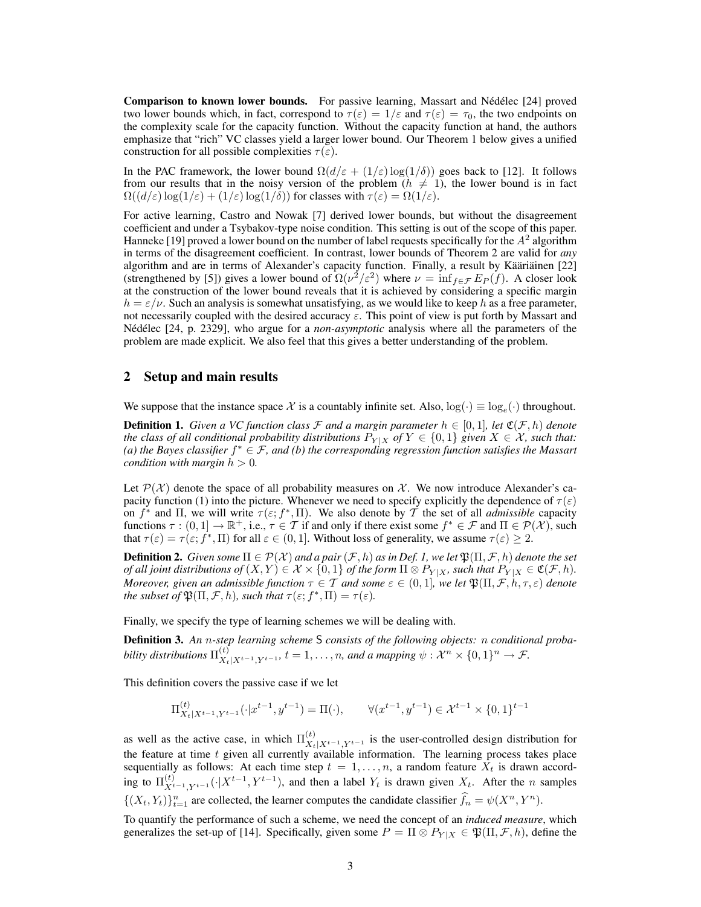**Comparison to known lower bounds.** For passive learning, Massart and Nédélec [24] proved two lower bounds which, in fact, correspond to $\tau(\varepsilon) = 1/\varepsilon$ and $\tau(\varepsilon) = \tau_0$, the two endpoints on the complexity scale for the capacity function. Without the capacity function at hand, the authors emphasize that "rich" VC classes yield a larger lower bound. Our Theorem 1 below gives a unified construction for all possible complexities $\tau(\varepsilon)$.

In the PAC framework, the lower bound $\Omega(d/\varepsilon + (1/\varepsilon)\log(1/\delta))$ goes back to [12]. It follows from our results that in the noisy version of the problem ($h \neq 1$), the lower bound is in fact $\Omega((d/\varepsilon)\log(1/\varepsilon) + (1/\varepsilon)\log(1/\delta))$ for classes with $\tau(\varepsilon) = \Omega(1/\varepsilon)$.

For active learning, Castro and Nowak [7] derived lower bounds, but without the disagreement coefficient and under a Tsybakov-type noise condition. This setting is out of the scope of this paper. Hanneke [19] proved a lower bound on the number of label requests specifically for the $A^2$ algorithm in terms of the disagreement coefficient. In contrast, lower bounds of Theorem 2 are valid for *any* algorithm and are in terms of Alexander's capacity function. Finally, a result by Kääriäinen [22] (strengthened by [5]) gives a lower bound of $\Omega(\nu^2/\varepsilon^2)$ where $\nu = \inf_{f \in \mathcal{F}} E_P(f)$. A closer look at the construction of the lower bound reveals that it is achieved by considering a specific margin $h = \varepsilon/\nu$. Such an analysis is somewhat unsatisfying, as we would like to keep $h$ as a free parameter, not necessarily coupled with the desired accuracy $\varepsilon$. This point of view is put forth by Massart and Nédélec [24, p. 2329], who argue for a *non-asymptotic* analysis where all the parameters of the problem are made explicit. We also feel that this gives a better understanding of the problem.

## 2 Setup and main results

We suppose that the instance space $\mathcal{X}$ is a countably infinite set. Also, $\log(\cdot) \equiv \log_e(\cdot)$ throughout.

**Definition 1.** *Given a VC function class $\mathcal{F}$ and a margin parameter $h \in [0,1]$, let $\mathfrak{C}(\mathcal{F}, h)$ denote the class of all conditional probability distributions $P_{Y|X}$ of $Y \in \{0,1\}$ given $X \in \mathcal{X}$, such that: (a) the Bayes classifier $f^* \in \mathcal{F}$, and (b) the corresponding regression function satisfies the Massart condition with margin $h > 0$.*

Let $\mathcal{P}(\mathcal{X})$ denote the space of all probability measures on $\mathcal{X}$. We now introduce Alexander's capacity function (1) into the picture. Whenever we need to specify explicitly the dependence of $\tau(\varepsilon)$ on $f^*$ and $\Pi$, we will write $\tau(\varepsilon; f^*, \Pi)$. We also denote by $\mathcal{T}$ the set of all *admissible* capacity functions $\tau : (0,1] \to \mathbb{R}^+$, i.e., $\tau \in \mathcal{T}$ if and only if there exist some $f^* \in \mathcal{F}$ and $\Pi \in \mathcal{P}(\mathcal{X})$, such that $\tau(\varepsilon) = \tau(\varepsilon; f^*, \Pi)$ for all $\varepsilon \in (0,1]$. Without loss of generality, we assume $\tau(\varepsilon) \geq 2$.

**Definition 2.** *Given some $\Pi \in \mathcal{P}(\mathcal{X})$ and a pair $(\mathcal{F}, h)$ as in Def. 1, we let $\mathfrak{P}(\Pi, \mathcal{F}, h)$ denote the set of all joint distributions of $(X,Y) \in \mathcal{X} \times \{0,1\}$ of the form $\Pi \otimes P_{Y|X}$, such that $P_{Y|X} \in \mathfrak{C}(\mathcal{F}, h)$. Moreover, given an admissible function $\tau \in \mathcal{T}$ and some $\varepsilon \in (0,1]$, we let $\mathfrak{P}(\Pi, \mathcal{F}, h, \tau, \varepsilon)$ denote the subset of $\mathfrak{P}(\Pi, \mathcal{F}, h)$, such that $\tau(\varepsilon; f^*, \Pi) = \tau(\varepsilon)$.*

Finally, we specify the type of learning schemes we will be dealing with.

**Definition 3.** *An $n$-step learning scheme $\mathsf{S}$ consists of the following objects: $n$ conditional probability distributions $\Pi^{(t)}_{X_t|X^{t-1},Y^{t-1}}$, $t = 1, \ldots, n$, and a mapping $\psi : \mathcal{X}^n \times \{0,1\}^n \to \mathcal{F}$.*

This definition covers the passive case if we let

$$\Pi^{(t)}_{X_t|X^{t-1},Y^{t-1}}(\cdot|x^{t-1}, y^{t-1}) = \Pi(\cdot), \qquad \forall (x^{t-1}, y^{t-1}) \in \mathcal{X}^{t-1} \times \{0,1\}^{t-1}$$

as well as the active case, in which $\Pi^{(t)}_{X_t|X^{t-1},Y^{t-1}}$ is the user-controlled design distribution for the feature at time $t$ given all currently available information. The learning process takes place sequentially as follows: At each time step $t = 1, \ldots, n$, a random feature $X_t$ is drawn according to $\Pi^{(t)}_{X^{t-1},Y^{t-1}}(\cdot|X^{t-1}, Y^{t-1})$, and then a label $Y_t$ is drawn given $X_t$. After the $n$ samples $\{(X_t, Y_t)\}_{t=1}^n$ are collected, the learner computes the candidate classifier $\widehat{f}_n = \psi(X^n, Y^n)$.

To quantify the performance of such a scheme, we need the concept of an *induced measure*, which generalizes the set-up of [14]. Specifically, given some $P = \Pi \otimes P_{Y|X} \in \mathfrak{P}(\Pi, \mathcal{F}, h)$, define the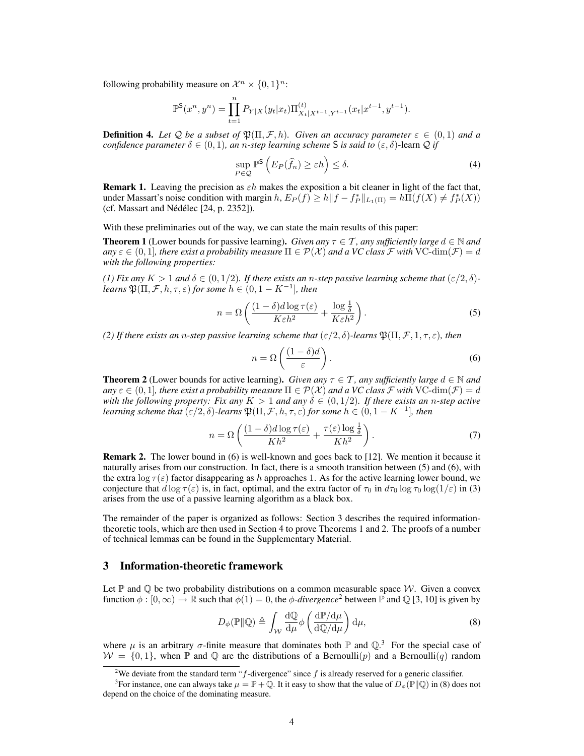following probability measure on $\mathcal{X}^n \times \{0,1\}^n$:

$$\mathbb{P}^{\mathsf{S}}(x^n, y^n) = \prod_{t=1}^{n} P_{Y|X}(y_t|x_t) \Pi^{(t)}_{X_t|X^{t-1},Y^{t-1}}(x_t|x^{t-1}, y^{t-1}).$$

**Definition 4.** *Let $\mathcal{Q}$ be a subset of $\mathfrak{P}(\Pi, \mathcal{F}, h)$. Given an accuracy parameter $\varepsilon \in (0,1)$ and a confidence parameter $\delta \in (0,1)$, an $n$-step learning scheme $\mathsf{S}$ is said to $(\varepsilon, \delta)$-learn $\mathcal{Q}$ if*

$$\sup_{P \in \mathcal{Q}} \mathbb{P}^{\mathsf{S}}\left( E_P(\widehat{f}_n) \geq \varepsilon h \right) \leq \delta. \tag{4}$$

**Remark 1.** Leaving the precision as $\varepsilon h$ makes the exposition a bit cleaner in light of the fact that, under Massart's noise condition with margin $h$, $E_P(f) \geq h \|f - f^*_P\|_{L_1(\Pi)} = h\Pi(f(X) \neq f^*_P(X))$ (cf. Massart and Nédélec [24, p. 2352]).

With these preliminaries out of the way, we can state the main results of this paper:

**Theorem 1** (Lower bounds for passive learning). *Given any $\tau \in \mathcal{T}$, any sufficiently large $d \in \mathbb{N}$ and any $\varepsilon \in (0,1]$, there exist a probability measure $\Pi \in \mathcal{P}(\mathcal{X})$ and a VC class $\mathcal{F}$ with $\text{VC-dim}(\mathcal{F}) = d$ with the following properties:*

*(1) Fix any $K > 1$ and $\delta \in (0, 1/2)$. If there exists an $n$-step passive learning scheme that $(\varepsilon/2, \delta)$-learns $\mathfrak{P}(\Pi, \mathcal{F}, h, \tau, \varepsilon)$ for some $h \in (0, 1 - K^{-1}]$, then*

$$n = \Omega\left( \frac{(1-\delta) d \log \tau(\varepsilon)}{K \varepsilon h^2} + \frac{\log \frac{1}{\delta}}{K \varepsilon h^2} \right). \tag{5}$$

*(2) If there exists an $n$-step passive learning scheme that $(\varepsilon/2, \delta)$-learns $\mathfrak{P}(\Pi, \mathcal{F}, 1, \tau, \varepsilon)$, then*

$$n = \Omega\left( \frac{(1-\delta)d}{\varepsilon} \right). \tag{6}$$

**Theorem 2** (Lower bounds for active learning). *Given any $\tau \in \mathcal{T}$, any sufficiently large $d \in \mathbb{N}$ and any $\varepsilon \in (0,1]$, there exist a probability measure $\Pi \in \mathcal{P}(\mathcal{X})$ and a VC class $\mathcal{F}$ with $\text{VC-dim}(\mathcal{F}) = d$ with the following property: Fix any $K > 1$ and any $\delta \in (0, 1/2)$. If there exists an $n$-step active learning scheme that $(\varepsilon/2, \delta)$-learns $\mathfrak{P}(\Pi, \mathcal{F}, h, \tau, \varepsilon)$ for some $h \in (0, 1 - K^{-1}]$, then*

$$n = \Omega\left( \frac{(1-\delta) d \log \tau(\varepsilon)}{K h^2} + \frac{\tau(\varepsilon) \log \frac{1}{\delta}}{K h^2} \right). \tag{7}$$

**Remark 2.** The lower bound in (6) is well-known and goes back to [12]. We mention it because it naturally arises from our construction. In fact, there is a smooth transition between (5) and (6), with the extra $\log \tau(\varepsilon)$ factor disappearing as $h$ approaches 1. As for the active learning lower bound, we conjecture that $d \log \tau(\varepsilon)$ is, in fact, optimal, and the extra factor of $\tau_0$ in $d\tau_0 \log \tau_0 \log(1/\varepsilon)$ in (3) arises from the use of a passive learning algorithm as a black box.

The remainder of the paper is organized as follows: Section 3 describes the required information-theoretic tools, which are then used in Section 4 to prove Theorems 1 and 2. The proofs of a number of technical lemmas can be found in the Supplementary Material.

## 3 Information-theoretic framework

Let $\mathbb{P}$ and $\mathbb{Q}$ be two probability distributions on a common measurable space $\mathcal{W}$. Given a convex function $\phi : [0, \infty) \to \mathbb{R}$ such that $\phi(1) = 0$, the *$\phi$-divergence*[2] between $\mathbb{P}$ and $\mathbb{Q}$ [3, 10] is given by

$$D_\phi(\mathbb{P} \| \mathbb{Q}) \triangleq \int_{\mathcal{W}} \frac{d\mathbb{Q}}{d\mu} \phi\left( \frac{d\mathbb{P}/d\mu}{d\mathbb{Q}/d\mu} \right) d\mu, \tag{8}$$

where $\mu$ is an arbitrary $\sigma$-finite measure that dominates both $\mathbb{P}$ and $\mathbb{Q}$.[3] For the special case of $\mathcal{W} = \{0,1\}$, when $\mathbb{P}$ and $\mathbb{Q}$ are the distributions of a Bernoulli($p$) and a Bernoulli($q$) random

[2] We deviate from the standard term "$f$-divergence" since $f$ is already reserved for a generic classifier.

[3] For instance, one can always take $\mu = \mathbb{P} + \mathbb{Q}$. It it easy to show that the value of $D_\phi(\mathbb{P} \| \mathbb{Q})$ in (8) does not depend on the choice of the dominating measure.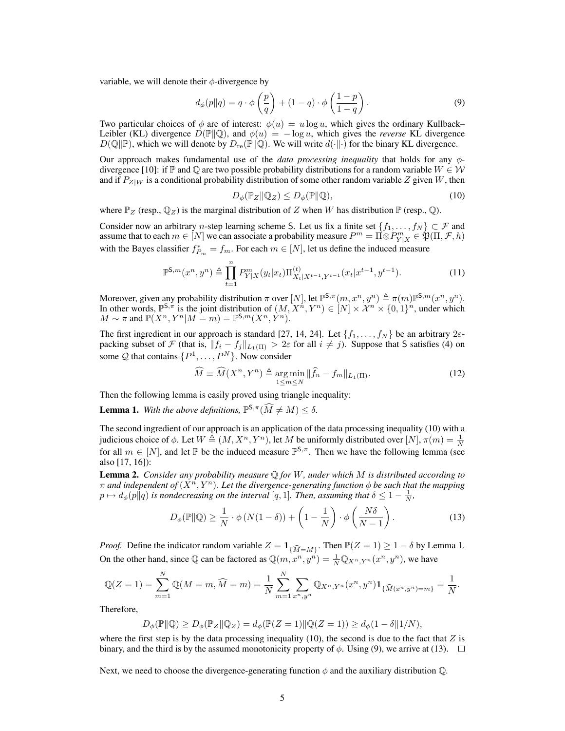variable, we will denote their $\phi$-divergence by

$$d_\phi(p\|q) = q \cdot \phi\left(\frac{p}{q}\right) + (1-q) \cdot \phi\left(\frac{1-p}{1-q}\right). \tag{9}$$

Two particular choices of $\phi$ are of interest: $\phi(u) = u \log u$, which gives the ordinary Kullback–Leibler (KL) divergence $D(\mathbb{P}\|\mathbb{Q})$, and $\phi(u) = -\log u$, which gives the *reverse* KL divergence $D(\mathbb{Q}\|\mathbb{P})$, which we will denote by $D_{\rm re}(\mathbb{P}\|\mathbb{Q})$. We will write $d(\cdot\|\cdot)$ for the binary KL divergence.

Our approach makes fundamental use of the *data processing inequality* that holds for any $\phi$-divergence [10]: if $\mathbb{P}$ and $\mathbb{Q}$ are two possible probability distributions for a random variable $W \in \mathcal{W}$ and if $P_{Z|W}$ is a conditional probability distribution of some other random variable $Z$ given $W$, then

$$D_\phi(\mathbb{P}_Z\|\mathbb{Q}_Z) \le D_\phi(\mathbb{P}\|\mathbb{Q}), \tag{10}$$

where $\mathbb{P}_Z$ (resp., $\mathbb{Q}_Z$) is the marginal distribution of $Z$ when $W$ has distribution $\mathbb{P}$ (resp., $\mathbb{Q}$).

Consider now an arbitrary $n$-step learning scheme $\mathsf{S}$. Let us fix a finite set $\{f_1, \ldots, f_N\} \subset \mathcal{F}$ and assume that to each $m \in [N]$ we can associate a probability measure $P^m = \Pi \otimes P^m_{Y|X} \in \mathfrak{P}(\Pi, \mathcal{F}, h)$ with the Bayes classifier $f^*_{P_m} = f_m$. For each $m \in [N]$, let us define the induced measure

$$\mathbb{P}^{\mathsf{S},m}(x^n, y^n) \triangleq \prod_{t=1}^n P^m_{Y|X}(y_t|x_t)\Pi^{(t)}_{X_t|X^{t-1},Y^{t-1}}(x_t|x^{t-1},y^{t-1}). \tag{11}$$

Moreover, given any probability distribution $\pi$ over $[N]$, let $\mathbb{P}^{\mathsf{S},\pi}(m, x^n, y^n) \triangleq \pi(m)\mathbb{P}^{\mathsf{S},m}(x^n, y^n)$. In other words, $\mathbb{P}^{\mathsf{S},\pi}$ is the joint distribution of $(M, X^n, Y^n) \in [N] \times \mathcal{X}^n \times \{0,1\}^n$, under which $M \sim \pi$ and $\mathbb{P}(X^n, Y^n|M=m) = \mathbb{P}^{\mathsf{S},m}(X^n, Y^n)$.

The first ingredient in our approach is standard [27, 14, 24]. Let $\{f_1, \ldots, f_N\}$ be an arbitrary $2\varepsilon$-packing subset of $\mathcal{F}$ (that is, $\|f_i - f_j\|_{L_1(\Pi)} > 2\varepsilon$ for all $i \neq j$). Suppose that $\mathsf{S}$ satisfies (4) on some $\mathcal{Q}$ that contains $\{P^1, \ldots, P^N\}$. Now consider

$$\widehat{M} \equiv \widehat{M}(X^n, Y^n) \triangleq \mathop{\arg\min}_{1 \le m \le N} \|\widehat{f}_n - f_m\|_{L_1(\Pi)}. \tag{12}$$

Then the following lemma is easily proved using triangle inequality:

**Lemma 1.** *With the above definitions,* $\mathbb{P}^{\mathsf{S},\pi}(\widehat{M} \neq M) \le \delta$.

The second ingredient of our approach is an application of the data processing inequality (10) with a judicious choice of $\phi$. Let $W \triangleq (M, X^n, Y^n)$, let $M$ be uniformly distributed over $[N]$, $\pi(m) = \frac{1}{N}$ for all $m \in [N]$, and let $\mathbb{P}$ be the induced measure $\mathbb{P}^{\mathsf{S},\pi}$. Then we have the following lemma (see also [17, 16]):

**Lemma 2.** *Consider any probability measure $\mathbb{Q}$ for $W$, under which $M$ is distributed according to $\pi$ and independent of $(X^n, Y^n)$. Let the divergence-generating function $\phi$ be such that the mapping $p \mapsto d_\phi(p\|q)$ is nondecreasing on the interval $[q, 1]$. Then, assuming that $\delta \le 1 - \frac{1}{N}$,*

$$D_\phi(\mathbb{P}\|\mathbb{Q}) \ge \frac{1}{N} \cdot \phi\left(N(1-\delta)\right) + \left(1 - \frac{1}{N}\right) \cdot \phi\left(\frac{N\delta}{N-1}\right). \tag{13}$$

*Proof.* Define the indicator random variable $Z = \mathbf{1}_{\{\widehat{M}=M\}}$. Then $\mathbb{P}(Z=1) \ge 1 - \delta$ by Lemma 1. On the other hand, since $\mathbb{Q}$ can be factored as $\mathbb{Q}(m, x^n, y^n) = \frac{1}{N}\mathbb{Q}_{X^n,Y^n}(x^n, y^n)$, we have

$$\mathbb{Q}(Z=1) = \sum_{m=1}^N \mathbb{Q}(M=m, \widehat{M}=m) = \frac{1}{N}\sum_{m=1}^N \sum_{x^n,y^n} \mathbb{Q}_{X^n,Y^n}(x^n,y^n)\mathbf{1}_{\{\widehat{M}(x^n,y^n)=m\}} = \frac{1}{N}.$$

Therefore,

$$D_\phi(\mathbb{P}\|\mathbb{Q}) \ge D_\phi(\mathbb{P}_Z\|\mathbb{Q}_Z) = d_\phi(\mathbb{P}(Z=1)\|\mathbb{Q}(Z=1)) \ge d_\phi(1-\delta\|1/N),$$

where the first step is by the data processing inequality (10), the second is due to the fact that $Z$ is binary, and the third is by the assumed monotonicity property of $\phi$. Using (9), we arrive at (13). $\square$

Next, we need to choose the divergence-generating function $\phi$ and the auxiliary distribution $\mathbb{Q}$.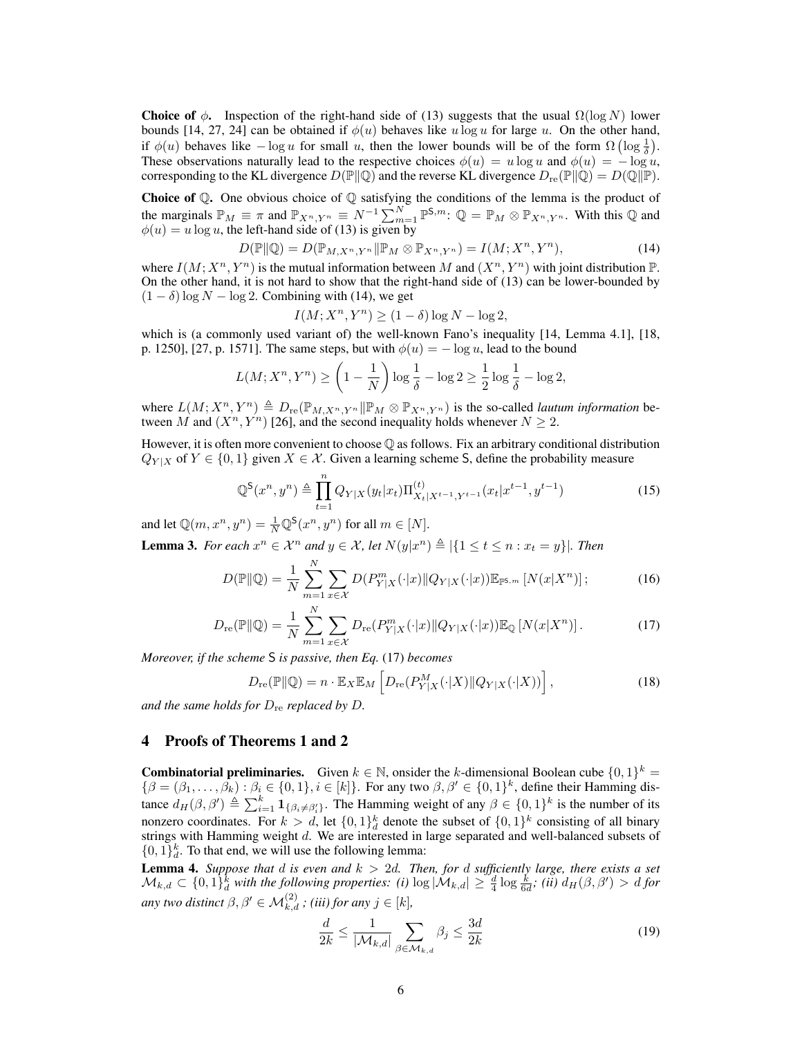**Choice of $\phi$.** Inspection of the right-hand side of (13) suggests that the usual $\Omega(\log N)$ lower bounds [14, 27, 24] can be obtained if $\phi(u)$ behaves like $u \log u$ for large $u$. On the other hand, if $\phi(u)$ behaves like $-\log u$ for small $u$, then the lower bounds will be of the form $\Omega\left(\log \frac{1}{\delta}\right)$. These observations naturally lead to the respective choices $\phi(u) = u \log u$ and $\phi(u) = -\log u$, corresponding to the KL divergence $D(\mathbb{P}\|\mathbb{Q})$ and the reverse KL divergence $D_{\rm re}(\mathbb{P}\|\mathbb{Q}) = D(\mathbb{Q}\|\mathbb{P})$.

**Choice of $\mathbb{Q}$.** One obvious choice of $\mathbb{Q}$ satisfying the conditions of the lemma is the product of the marginals $\mathbb{P}_M \equiv \pi$ and $\mathbb{P}_{X^n,Y^n} \equiv N^{-1}\sum_{m=1}^N \mathbb{P}^{\mathsf{S},m}$: $\mathbb{Q} = \mathbb{P}_M \otimes \mathbb{P}_{X^n,Y^n}$. With this $\mathbb{Q}$ and $\phi(u) = u \log u$, the left-hand side of (13) is given by

$$D(\mathbb{P}\|\mathbb{Q}) = D(\mathbb{P}_{M,X^n,Y^n}\|\mathbb{P}_M \otimes \mathbb{P}_{X^n,Y^n}) = I(M; X^n, Y^n), \tag{14}$$

where $I(M; X^n, Y^n)$ is the mutual information between $M$ and $(X^n, Y^n)$ with joint distribution $\mathbb{P}$. On the other hand, it is not hard to show that the right-hand side of (13) can be lower-bounded by $(1-\delta)\log N - \log 2$. Combining with (14), we get

$$I(M; X^n, Y^n) \geq (1-\delta)\log N - \log 2,$$

which is (a commonly used variant of) the well-known Fano's inequality [14, Lemma 4.1], [18, p. 1250], [27, p. 1571]. The same steps, but with $\phi(u) = -\log u$, lead to the bound

$$L(M; X^n, Y^n) \geq \left(1 - \frac{1}{N}\right)\log\frac{1}{\delta} - \log 2 \geq \frac{1}{2}\log\frac{1}{\delta} - \log 2,$$

where $L(M; X^n, Y^n) \triangleq D_{\rm re}(\mathbb{P}_{M,X^n,Y^n}\|\mathbb{P}_M \otimes \mathbb{P}_{X^n,Y^n})$ is the so-called *lautum information* between $M$ and $(X^n, Y^n)$ [26], and the second inequality holds whenever $N \geq 2$.

However, it is often more convenient to choose $\mathbb{Q}$ as follows. Fix an arbitrary conditional distribution $Q_{Y|X}$ of $Y \in \{0,1\}$ given $X \in \mathcal{X}$. Given a learning scheme $\mathsf{S}$, define the probability measure

$$\mathbb{Q}^{\mathsf{S}}(x^n, y^n) \triangleq \prod_{t=1}^n Q_{Y|X}(y_t|x_t)\Pi^{(t)}_{X_t|X^{t-1},Y^{t-1}}(x_t|x^{t-1}, y^{t-1}) \tag{15}$$

and let $\mathbb{Q}(m, x^n, y^n) = \frac{1}{N}\mathbb{Q}^{\mathsf{S}}(x^n, y^n)$ for all $m \in [N]$.

**Lemma 3.** *For each $x^n \in \mathcal{X}^n$ and $y \in \mathcal{X}$, let $N(y|x^n) \triangleq |\{1 \leq t \leq n : x_t = y\}|$. Then*

$$D(\mathbb{P}\|\mathbb{Q}) = \frac{1}{N}\sum_{m=1}^N \sum_{x\in\mathcal{X}} D(P^m_{Y|X}(\cdot|x)\|Q_{Y|X}(\cdot|x))\mathbb{E}_{\mathbb{P}^{\mathsf{S},m}}\left[N(x|X^n)\right]; \tag{16}$$

$$D_{\rm re}(\mathbb{P}\|\mathbb{Q}) = \frac{1}{N}\sum_{m=1}^N \sum_{x\in\mathcal{X}} D_{\rm re}(P^m_{Y|X}(\cdot|x)\|Q_{Y|X}(\cdot|x))\mathbb{E}_{\mathbb{Q}}\left[N(x|X^n)\right]. \tag{17}$$

*Moreover, if the scheme $\mathsf{S}$ is passive, then Eq.* (17) *becomes*

$$D_{\rm re}(\mathbb{P}\|\mathbb{Q}) = n \cdot \mathbb{E}_X \mathbb{E}_M\left[D_{\rm re}(P^M_{Y|X}(\cdot|X)\|Q_{Y|X}(\cdot|X))\right], \tag{18}$$

*and the same holds for $D_{\rm re}$ replaced by $D$.*

## 4 Proofs of Theorems 1 and 2

**Combinatorial preliminaries.** Given $k \in \mathbb{N}$, onsider the $k$-dimensional Boolean cube $\{0,1\}^k = \{\beta = (\beta_1, \ldots, \beta_k) : \beta_i \in \{0,1\}, i \in [k]\}$. For any two $\beta, \beta' \in \{0,1\}^k$, define their Hamming distance $d_H(\beta, \beta') \triangleq \sum_{i=1}^k \mathbf{1}_{\{\beta_i \neq \beta'_i\}}$. The Hamming weight of any $\beta \in \{0,1\}^k$ is the number of its nonzero coordinates. For $k > d$, let $\{0,1\}^k_d$ denote the subset of $\{0,1\}^k$ consisting of all binary strings with Hamming weight $d$. We are interested in large separated and well-balanced subsets of $\{0,1\}^k_d$. To that end, we will use the following lemma:

**Lemma 4.** *Suppose that $d$ is even and $k > 2d$. Then, for $d$ sufficiently large, there exists a set $\mathcal{M}_{k,d} \subset \{0,1\}^k_d$ with the following properties: (i) $\log|\mathcal{M}_{k,d}| \geq \frac{d}{4}\log\frac{k}{6d}$; (ii) $d_H(\beta, \beta') > d$ for any two distinct $\beta, \beta' \in \mathcal{M}^{(2)}_{k,d}$ ; (iii) for any $j \in [k]$,*

$$\frac{d}{2k} \leq \frac{1}{|\mathcal{M}_{k,d}|}\sum_{\beta\in\mathcal{M}_{k,d}} \beta_j \leq \frac{3d}{2k} \tag{19}$$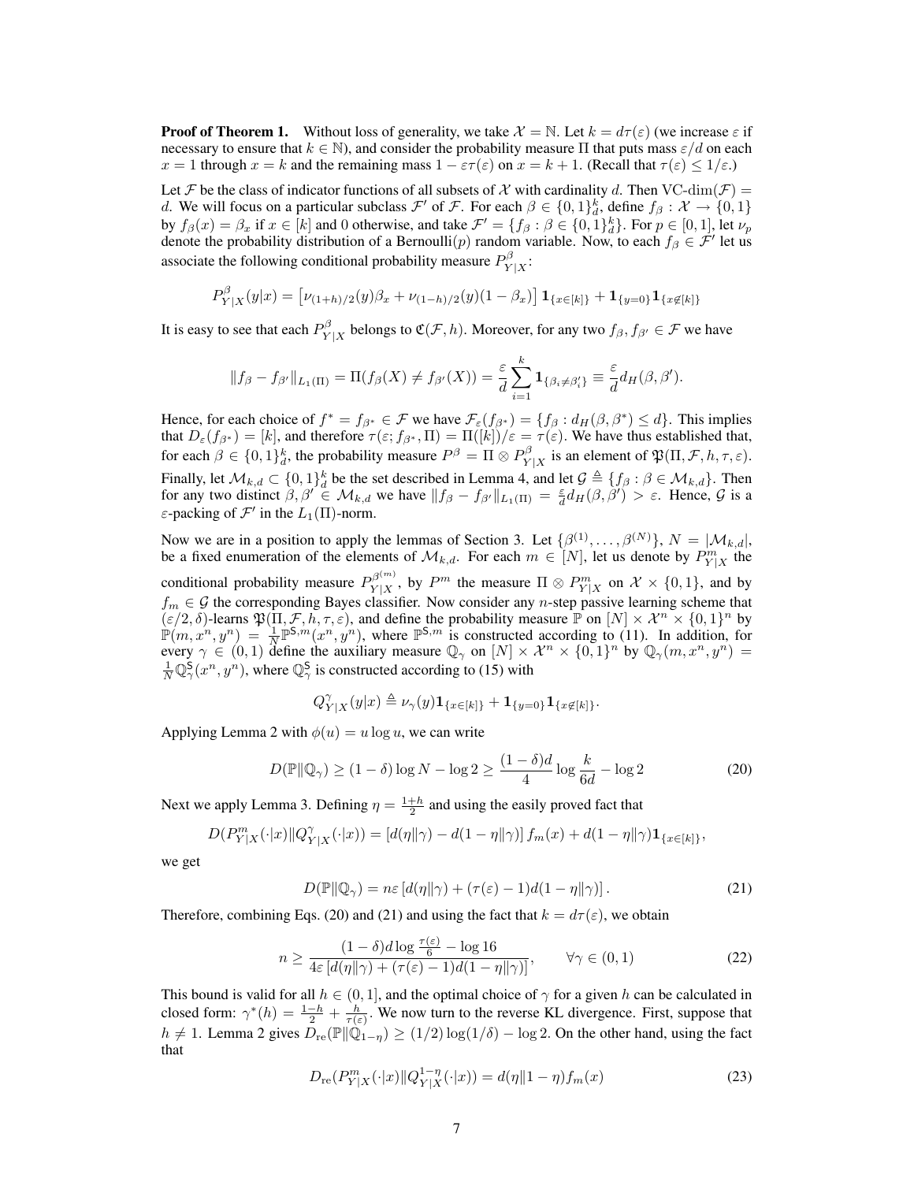**Proof of Theorem 1.** Without loss of generality, we take $\mathcal{X} = \mathbb{N}$. Let $k = d\tau(\varepsilon)$ (we increase $\varepsilon$ if necessary to ensure that $k \in \mathbb{N}$), and consider the probability measure $\Pi$ that puts mass $\varepsilon/d$ on each $x = 1$ through $x = k$ and the remaining mass $1 - \varepsilon\tau(\varepsilon)$ on $x = k+1$. (Recall that $\tau(\varepsilon) \le 1/\varepsilon$.)

Let $\mathcal{F}$ be the class of indicator functions of all subsets of $\mathcal{X}$ with cardinality $d$. Then $\text{VC-dim}(\mathcal{F}) = d$. We will focus on a particular subclass $\mathcal{F}'$ of $\mathcal{F}$. For each $\beta \in \{0,1\}^k_d$, define $f_\beta : \mathcal{X} \to \{0,1\}$ by $f_\beta(x) = \beta_x$ if $x \in [k]$ and 0 otherwise, and take $\mathcal{F}' = \{f_\beta : \beta \in \{0,1\}^k_d\}$. For $p \in [0,1]$, let $\nu_p$ denote the probability distribution of a Bernoulli($p$) random variable. Now, to each $f_\beta \in \mathcal{F}'$ let us associate the following conditional probability measure $P^\beta_{Y|X}$:

$$
P^\beta_{Y|X}(y|x) = \left[\nu_{(1+h)/2}(y)\beta_x + \nu_{(1-h)/2}(y)(1-\beta_x)\right]\mathbf{1}_{\{x \in [k]\}} + \mathbf{1}_{\{y=0\}}\mathbf{1}_{\{x \notin [k]\}}
$$

It is easy to see that each $P^\beta_{Y|X}$ belongs to $\mathfrak{C}(\mathcal{F}, h)$. Moreover, for any two $f_\beta, f_{\beta'} \in \mathcal{F}$ we have

$$
\|f_\beta - f_{\beta'}\|_{L_1(\Pi)} = \Pi(f_\beta(X) \ne f_{\beta'}(X)) = \frac{\varepsilon}{d}\sum_{i=1}^k \mathbf{1}_{\{\beta_i \ne \beta'_i\}} \equiv \frac{\varepsilon}{d} d_H(\beta, \beta').
$$

Hence, for each choice of $f^* = f_{\beta^*} \in \mathcal{F}$ we have $\mathcal{F}_\varepsilon(f_{\beta^*}) = \{f_\beta : d_H(\beta, \beta^*) \le d\}$. This implies that $D_\varepsilon(f_{\beta^*}) = [k]$, and therefore $\tau(\varepsilon; f_{\beta^*}, \Pi) = \Pi([k])/\varepsilon = \tau(\varepsilon)$. We have thus established that, for each $\beta \in \{0,1\}^k_d$, the probability measure $P^\beta = \Pi \otimes P^\beta_{Y|X}$ is an element of $\mathfrak{P}(\Pi, \mathcal{F}, h, \tau, \varepsilon)$.

Finally, let $\mathcal{M}_{k,d} \subset \{0,1\}^k_d$ be the set described in Lemma 4, and let $\mathcal{G} \triangleq \{f_\beta : \beta \in \mathcal{M}_{k,d}\}$. Then for any two distinct $\beta, \beta' \in \mathcal{M}_{k,d}$ we have $\|f_\beta - f_{\beta'}\|_{L_1(\Pi)} = \frac{\varepsilon}{d} d_H(\beta, \beta') > \varepsilon$. Hence, $\mathcal{G}$ is a $\varepsilon$-packing of $\mathcal{F}'$ in the $L_1(\Pi)$-norm.

Now we are in a position to apply the lemmas of Section 3. Let $\{\beta^{(1)}, \ldots, \beta^{(N)}\}$, $N = |\mathcal{M}_{k,d}|$, be a fixed enumeration of the elements of $\mathcal{M}_{k,d}$. For each $m \in [N]$, let us denote by $P^m_{Y|X}$ the conditional probability measure $P^{\beta^{(m)}}_{Y|X}$, by $P^m$ the measure $\Pi \otimes P^m_{Y|X}$ on $\mathcal{X} \times \{0,1\}$, and by $f_m \in \mathcal{G}$ the corresponding Bayes classifier. Now consider any $n$-step passive learning scheme that $(\varepsilon/2, \delta)$-learns $\mathfrak{P}(\Pi, \mathcal{F}, h, \tau, \varepsilon)$, and define the probability measure $\mathbb{P}$ on $[N] \times \mathcal{X}^n \times \{0,1\}^n$ by $\mathbb{P}(m, x^n, y^n) = \frac{1}{N}\mathbb{P}^{\mathsf{S},m}(x^n, y^n)$, where $\mathbb{P}^{\mathsf{S},m}$ is constructed according to (11). In addition, for every $\gamma \in (0,1)$ define the auxiliary measure $\mathbb{Q}_\gamma$ on $[N] \times \mathcal{X}^n \times \{0,1\}^n$ by $\mathbb{Q}_\gamma(m, x^n, y^n) = \frac{1}{N}\mathbb{Q}^{\mathsf{S}}_\gamma(x^n, y^n)$, where $\mathbb{Q}^{\mathsf{S}}_\gamma$ is constructed according to (15) with

$$
Q^\gamma_{Y|X}(y|x) \triangleq \nu_\gamma(y)\mathbf{1}_{\{x \in [k]\}} + \mathbf{1}_{\{y=0\}}\mathbf{1}_{\{x \notin [k]\}}.
$$

Applying Lemma 2 with $\phi(u) = u \log u$, we can write

$$
D(\mathbb{P}\|\mathbb{Q}_\gamma) \ge (1-\delta)\log N - \log 2 \ge \frac{(1-\delta)d}{4}\log\frac{k}{6d} - \log 2 \tag{20}
$$

Next we apply Lemma 3. Defining $\eta = \frac{1+h}{2}$ and using the easily proved fact that

$$
D(P^m_{Y|X}(\cdot|x)\|Q^\gamma_{Y|X}(\cdot|x)) = \left[d(\eta\|\gamma) - d(1-\eta\|\gamma)\right] f_m(x) + d(1-\eta\|\gamma)\mathbf{1}_{\{x \in [k]\}},
$$

we get

$$
D(\mathbb{P}\|\mathbb{Q}_\gamma) = n\varepsilon\left[d(\eta\|\gamma) + (\tau(\varepsilon) - 1)d(1-\eta\|\gamma)\right]. \tag{21}
$$

Therefore, combining Eqs. (20) and (21) and using the fact that $k = d\tau(\varepsilon)$, we obtain

$$
n \ge \frac{(1-\delta)d\log\frac{\tau(\varepsilon)}{6} - \log 16}{4\varepsilon\left[d(\eta\|\gamma) + (\tau(\varepsilon)-1)d(1-\eta\|\gamma)\right]}, \qquad \forall \gamma \in (0,1) \tag{22}
$$

This bound is valid for all $h \in (0,1]$, and the optimal choice of $\gamma$ for a given $h$ can be calculated in closed form: $\gamma^*(h) = \frac{1-h}{2} + \frac{h}{\tau(\varepsilon)}$. We now turn to the reverse KL divergence. First, suppose that $h \ne 1$. Lemma 2 gives $D_{\text{re}}(\mathbb{P}\|\mathbb{Q}_{1-\eta}) \ge (1/2)\log(1/\delta) - \log 2$. On the other hand, using the fact that

$$
D_{\text{re}}(P^m_{Y|X}(\cdot|x)\|Q^{1-\eta}_{Y|X}(\cdot|x)) = d(\eta\|1-\eta)f_m(x) \tag{23}
$$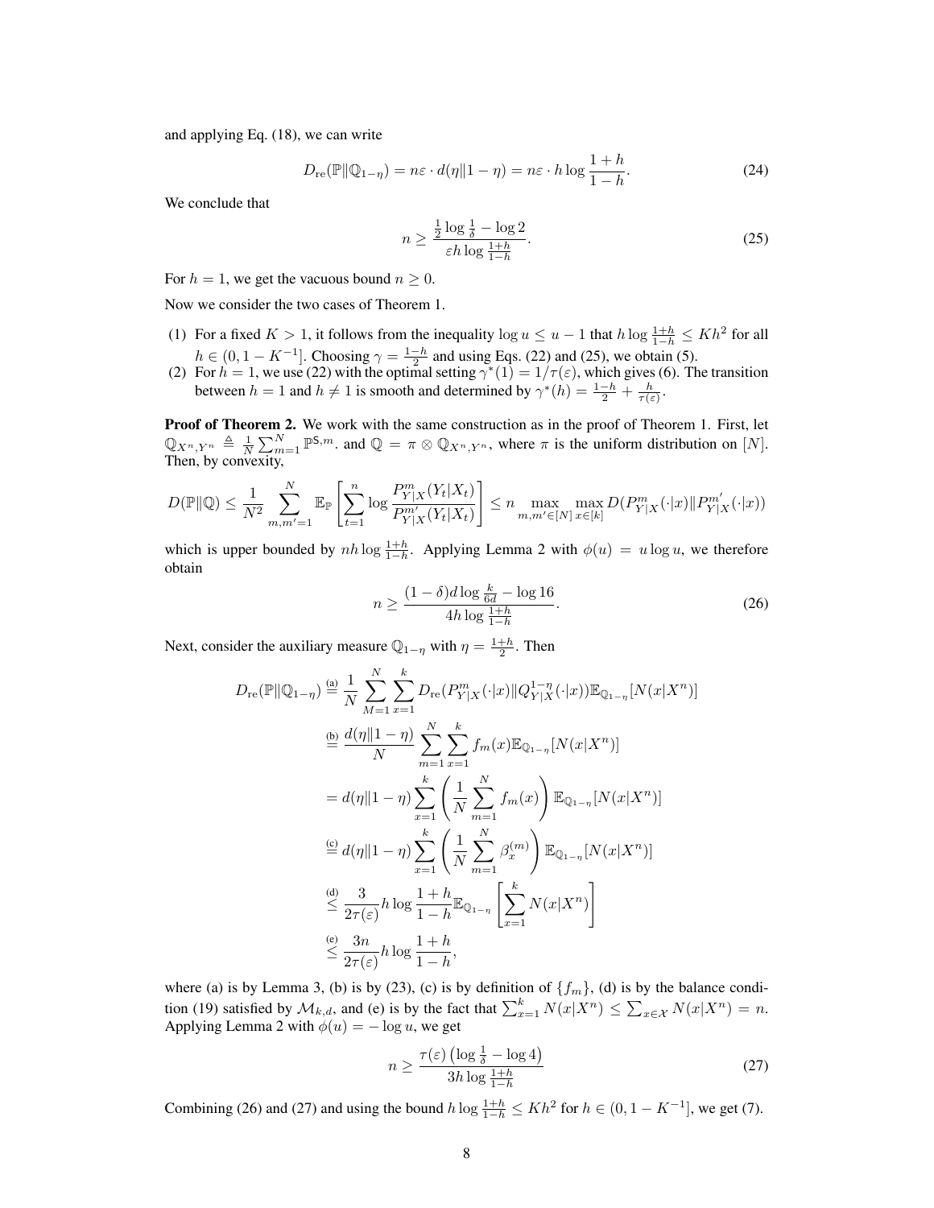and applying Eq. (18), we can write

$$D_{\rm re}(\mathbb{P}\|\mathbb{Q}_{1-\eta}) = n\varepsilon \cdot d(\eta\|1-\eta) = n\varepsilon \cdot h \log \frac{1+h}{1-h}. \tag{24}$$

We conclude that

$$n \geq \frac{\frac{1}{2}\log\frac{1}{\delta} - \log 2}{\varepsilon h \log \frac{1+h}{1-h}}. \tag{25}$$

For $h = 1$, we get the vacuous bound $n \geq 0$.

Now we consider the two cases of Theorem 1.

(1) For a fixed $K > 1$, it follows from the inequality $\log u \leq u - 1$ that $h \log \frac{1+h}{1-h} \leq K h^2$ for all $h \in (0, 1 - K^{-1}]$. Choosing $\gamma = \frac{1-h}{2}$ and using Eqs. (22) and (25), we obtain (5).

(2) For $h = 1$, we use (22) with the optimal setting $\gamma^*(1) = 1/\tau(\varepsilon)$, which gives (6). The transition between $h = 1$ and $h \neq 1$ is smooth and determined by $\gamma^*(h) = \frac{1-h}{2} + \frac{h}{\tau(\varepsilon)}$.

**Proof of Theorem 2.** We work with the same construction as in the proof of Theorem 1. First, let $\mathbb{Q}_{X^n,Y^n} \triangleq \frac{1}{N}\sum_{m=1}^N \mathbb{P}^{\mathsf{S},m}$. and $\mathbb{Q} = \pi \otimes \mathbb{Q}_{X^n,Y^n}$, where $\pi$ is the uniform distribution on $[N]$. Then, by convexity,

$$D(\mathbb{P}\|\mathbb{Q}) \leq \frac{1}{N^2}\sum_{m,m'=1}^{N} \mathbb{E}_{\mathbb{P}}\left[\sum_{t=1}^{n} \log \frac{P^m_{Y|X}(Y_t|X_t)}{P^{m'}_{Y|X}(Y_t|X_t)}\right] \leq n \max_{m,m' \in [N]} \max_{x \in [k]} D(P^m_{Y|X}(\cdot|x)\|P^{m'}_{Y|X}(\cdot|x))$$

which is upper bounded by $nh\log\frac{1+h}{1-h}$. Applying Lemma 2 with $\phi(u) = u \log u$, we therefore obtain

$$n \geq \frac{(1-\delta)d\log\frac{k}{6d} - \log 16}{4h\log\frac{1+h}{1-h}}. \tag{26}$$

Next, consider the auxiliary measure $\mathbb{Q}_{1-\eta}$ with $\eta = \frac{1+h}{2}$. Then

$$\begin{aligned}
D_{\rm re}(\mathbb{P}\|\mathbb{Q}_{1-\eta}) &\overset{\text{(a)}}{=} \frac{1}{N}\sum_{M=1}^{N}\sum_{x=1}^{k} D_{\rm re}(P^m_{Y|X}(\cdot|x)\|Q^{1-\eta}_{Y|X}(\cdot|x))\mathbb{E}_{\mathbb{Q}_{1-\eta}}[N(x|X^n)] \\
&\overset{\text{(b)}}{=} \frac{d(\eta\|1-\eta)}{N}\sum_{m=1}^{N}\sum_{x=1}^{k} f_m(x)\mathbb{E}_{\mathbb{Q}_{1-\eta}}[N(x|X^n)] \\
&= d(\eta\|1-\eta)\sum_{x=1}^{k}\left(\frac{1}{N}\sum_{m=1}^{N} f_m(x)\right)\mathbb{E}_{\mathbb{Q}_{1-\eta}}[N(x|X^n)] \\
&\overset{\text{(c)}}{=} d(\eta\|1-\eta)\sum_{x=1}^{k}\left(\frac{1}{N}\sum_{m=1}^{N} \beta^{(m)}_x\right)\mathbb{E}_{\mathbb{Q}_{1-\eta}}[N(x|X^n)] \\
&\overset{\text{(d)}}{\leq} \frac{3}{2\tau(\varepsilon)} h\log\frac{1+h}{1-h}\mathbb{E}_{\mathbb{Q}_{1-\eta}}\left[\sum_{x=1}^{k} N(x|X^n)\right] \\
&\overset{\text{(e)}}{\leq} \frac{3n}{2\tau(\varepsilon)} h\log\frac{1+h}{1-h},
\end{aligned}$$

where (a) is by Lemma 3, (b) is by (23), (c) is by definition of $\{f_m\}$, (d) is by the balance condition (19) satisfied by $\mathcal{M}_{k,d}$, and (e) is by the fact that $\sum_{x=1}^{k} N(x|X^n) \leq \sum_{x\in\mathcal{X}} N(x|X^n) = n$. Applying Lemma 2 with $\phi(u) = -\log u$, we get

$$n \geq \frac{\tau(\varepsilon)\left(\log\frac{1}{\delta} - \log 4\right)}{3h\log\frac{1+h}{1-h}} \tag{27}$$

Combining (26) and (27) and using the bound $h\log\frac{1+h}{1-h} \leq Kh^2$ for $h \in (0, 1-K^{-1}]$, we get (7).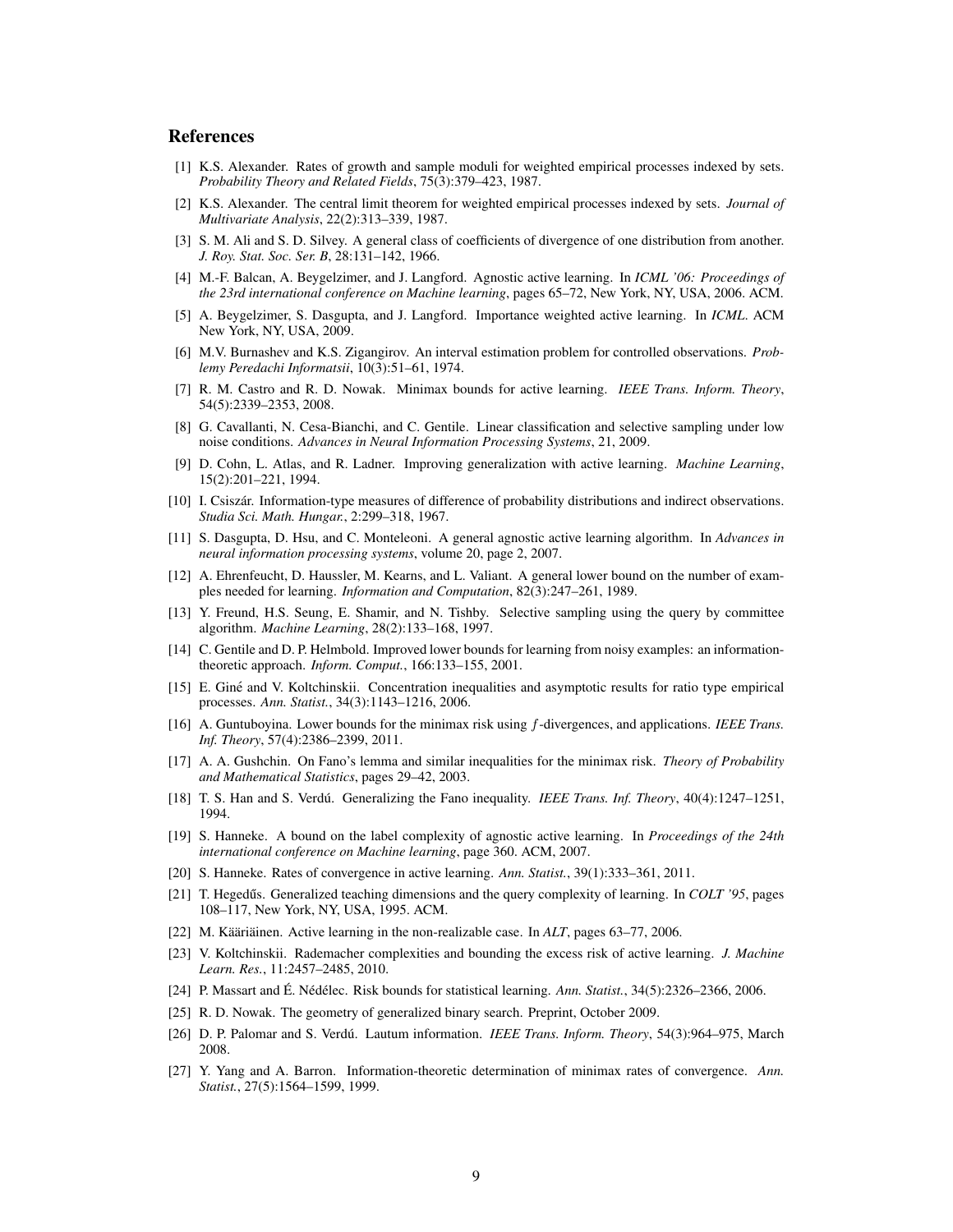## References

[1] K.S. Alexander. Rates of growth and sample moduli for weighted empirical processes indexed by sets. *Probability Theory and Related Fields*, 75(3):379–423, 1987.

[2] K.S. Alexander. The central limit theorem for weighted empirical processes indexed by sets. *Journal of Multivariate Analysis*, 22(2):313–339, 1987.

[3] S. M. Ali and S. D. Silvey. A general class of coefficients of divergence of one distribution from another. *J. Roy. Stat. Soc. Ser. B*, 28:131–142, 1966.

[4] M.-F. Balcan, A. Beygelzimer, and J. Langford. Agnostic active learning. In *ICML '06: Proceedings of the 23rd international conference on Machine learning*, pages 65–72, New York, NY, USA, 2006. ACM.

[5] A. Beygelzimer, S. Dasgupta, and J. Langford. Importance weighted active learning. In *ICML*. ACM New York, NY, USA, 2009.

[6] M.V. Burnashev and K.S. Zigangirov. An interval estimation problem for controlled observations. *Problemy Peredachi Informatsii*, 10(3):51–61, 1974.

[7] R. M. Castro and R. D. Nowak. Minimax bounds for active learning. *IEEE Trans. Inform. Theory*, 54(5):2339–2353, 2008.

[8] G. Cavallanti, N. Cesa-Bianchi, and C. Gentile. Linear classification and selective sampling under low noise conditions. *Advances in Neural Information Processing Systems*, 21, 2009.

[9] D. Cohn, L. Atlas, and R. Ladner. Improving generalization with active learning. *Machine Learning*, 15(2):201–221, 1994.

[10] I. Csiszár. Information-type measures of difference of probability distributions and indirect observations. *Studia Sci. Math. Hungar.*, 2:299–318, 1967.

[11] S. Dasgupta, D. Hsu, and C. Monteleoni. A general agnostic active learning algorithm. In *Advances in neural information processing systems*, volume 20, page 2, 2007.

[12] A. Ehrenfeucht, D. Haussler, M. Kearns, and L. Valiant. A general lower bound on the number of examples needed for learning. *Information and Computation*, 82(3):247–261, 1989.

[13] Y. Freund, H.S. Seung, E. Shamir, and N. Tishby. Selective sampling using the query by committee algorithm. *Machine Learning*, 28(2):133–168, 1997.

[14] C. Gentile and D. P. Helmbold. Improved lower bounds for learning from noisy examples: an information-theoretic approach. *Inform. Comput.*, 166:133–155, 2001.

[15] E. Giné and V. Koltchinskii. Concentration inequalities and asymptotic results for ratio type empirical processes. *Ann. Statist.*, 34(3):1143–1216, 2006.

[16] A. Guntuboyina. Lower bounds for the minimax risk using $f$-divergences, and applications. *IEEE Trans. Inf. Theory*, 57(4):2386–2399, 2011.

[17] A. A. Gushchin. On Fano's lemma and similar inequalities for the minimax risk. *Theory of Probability and Mathematical Statistics*, pages 29–42, 2003.

[18] T. S. Han and S. Verdú. Generalizing the Fano inequality. *IEEE Trans. Inf. Theory*, 40(4):1247–1251, 1994.

[19] S. Hanneke. A bound on the label complexity of agnostic active learning. In *Proceedings of the 24th international conference on Machine learning*, page 360. ACM, 2007.

[20] S. Hanneke. Rates of convergence in active learning. *Ann. Statist.*, 39(1):333–361, 2011.

[21] T. Hegedűs. Generalized teaching dimensions and the query complexity of learning. In *COLT '95*, pages 108–117, New York, NY, USA, 1995. ACM.

[22] M. Kääriäinen. Active learning in the non-realizable case. In *ALT*, pages 63–77, 2006.

[23] V. Koltchinskii. Rademacher complexities and bounding the excess risk of active learning. *J. Machine Learn. Res.*, 11:2457–2485, 2010.

[24] P. Massart and É. Nédélec. Risk bounds for statistical learning. *Ann. Statist.*, 34(5):2326–2366, 2006.

[25] R. D. Nowak. The geometry of generalized binary search. Preprint, October 2009.

[26] D. P. Palomar and S. Verdú. Lautum information. *IEEE Trans. Inform. Theory*, 54(3):964–975, March 2008.

[27] Y. Yang and A. Barron. Information-theoretic determination of minimax rates of convergence. *Ann. Statist.*, 27(5):1564–1599, 1999.